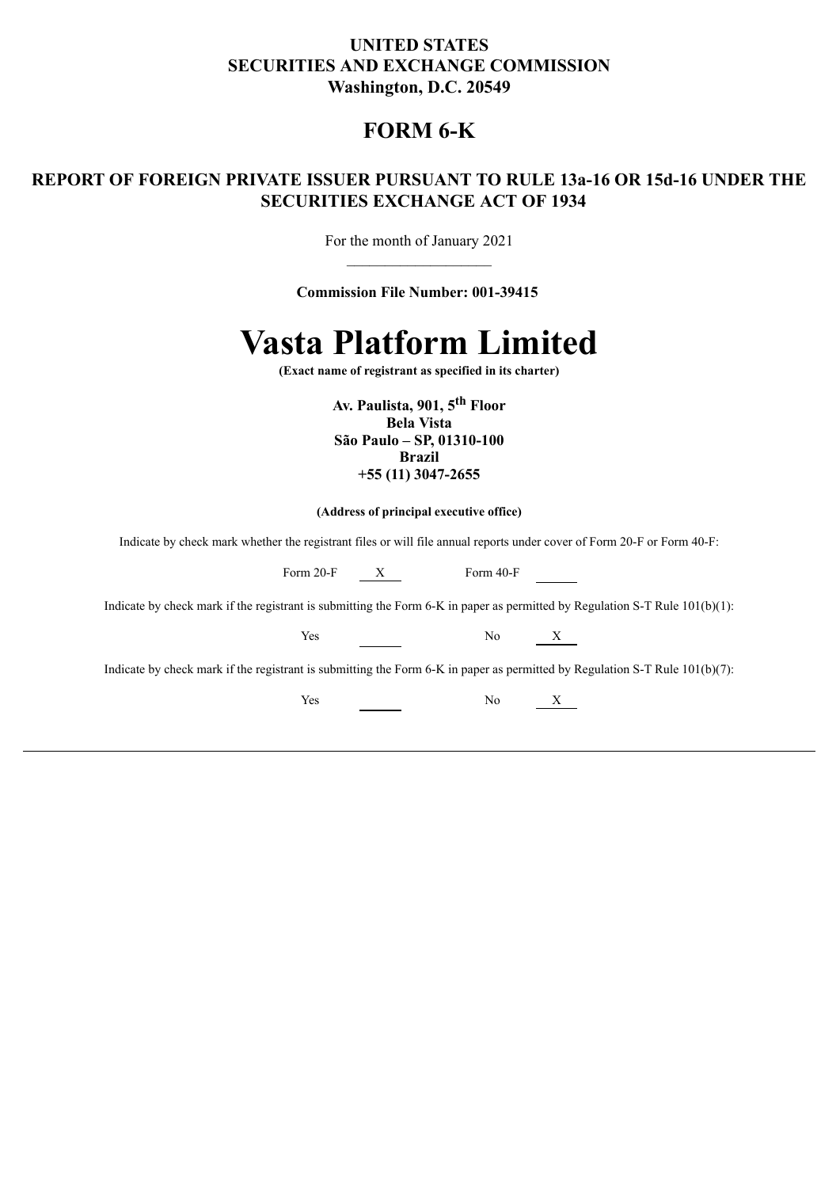**UNITED STATES**
**SECURITIES AND EXCHANGE COMMISSION**
**Washington, D.C. 20549**

# FORM 6-K

## REPORT OF FOREIGN PRIVATE ISSUER PURSUANT TO RULE 13a-16 OR 15d-16 UNDER THE SECURITIES EXCHANGE ACT OF 1934

For the month of January 2021

**Commission File Number: 001-39415**

# Vasta Platform Limited

**(Exact name of registrant as specified in its charter)**

**Av. Paulista, 901, 5th Floor**
**Bela Vista**
**São Paulo – SP, 01310-100**
**Brazil**
**+55 (11) 3047-2655**

**(Address of principal executive office)**

Indicate by check mark whether the registrant files or will file annual reports under cover of Form 20-F or Form 40-F:

Form 20-F X Form 40-F \_\_\_\_

Indicate by check mark if the registrant is submitting the Form 6-K in paper as permitted by Regulation S-T Rule 101(b)(1):

Yes \_\_\_\_ No X

Indicate by check mark if the registrant is submitting the Form 6-K in paper as permitted by Regulation S-T Rule 101(b)(7):

Yes \_\_\_\_ No X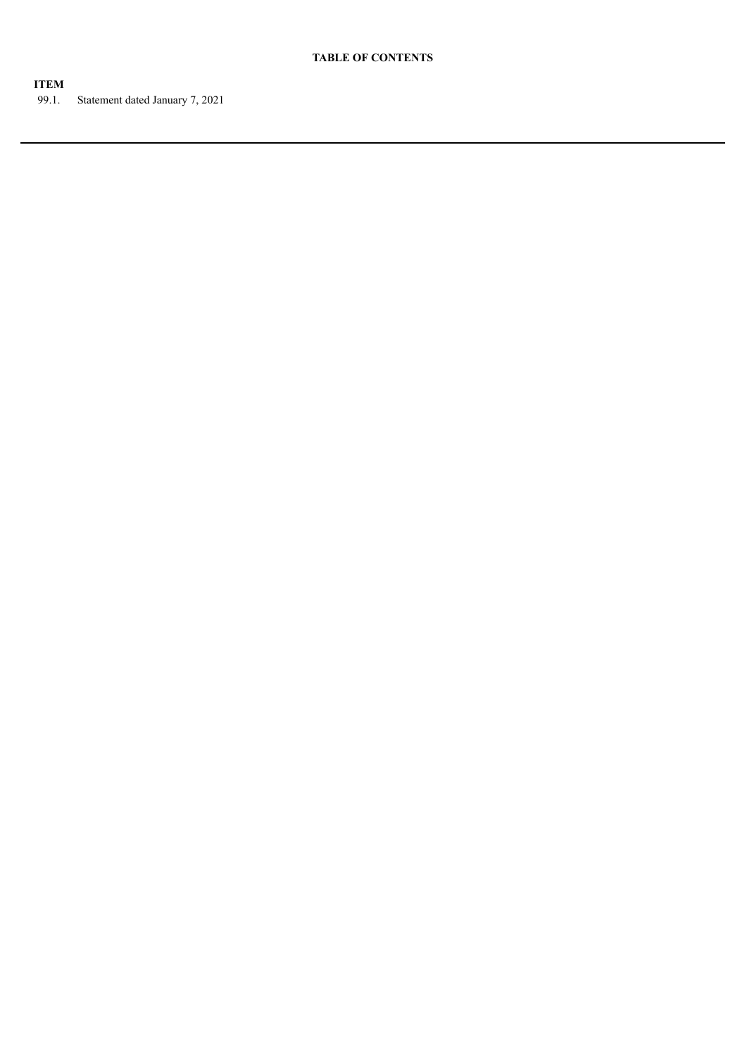**TABLE OF CONTENTS**

**ITEM**

99.1. Statement dated January 7, 2021

---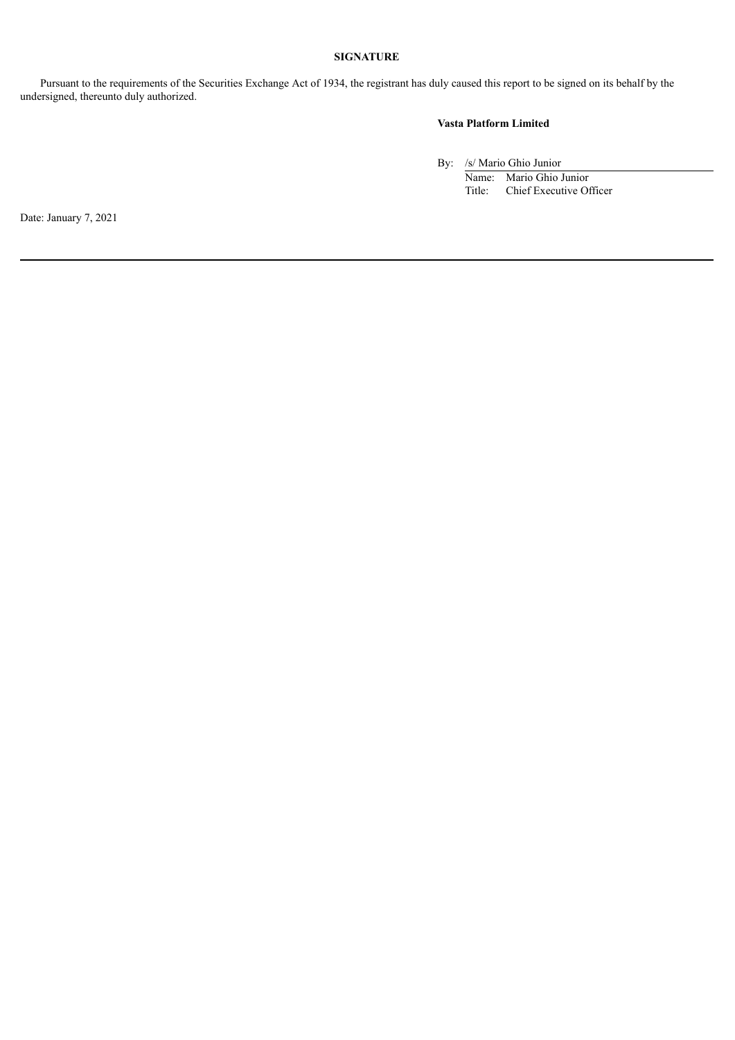**SIGNATURE**

Pursuant to the requirements of the Securities Exchange Act of 1934, the registrant has duly caused this report to be signed on its behalf by the undersigned, thereunto duly authorized.

**Vasta Platform Limited**

By: /s/ Mario Ghio Junior

Name: Mario Ghio Junior

Title: Chief Executive Officer

Date: January 7, 2021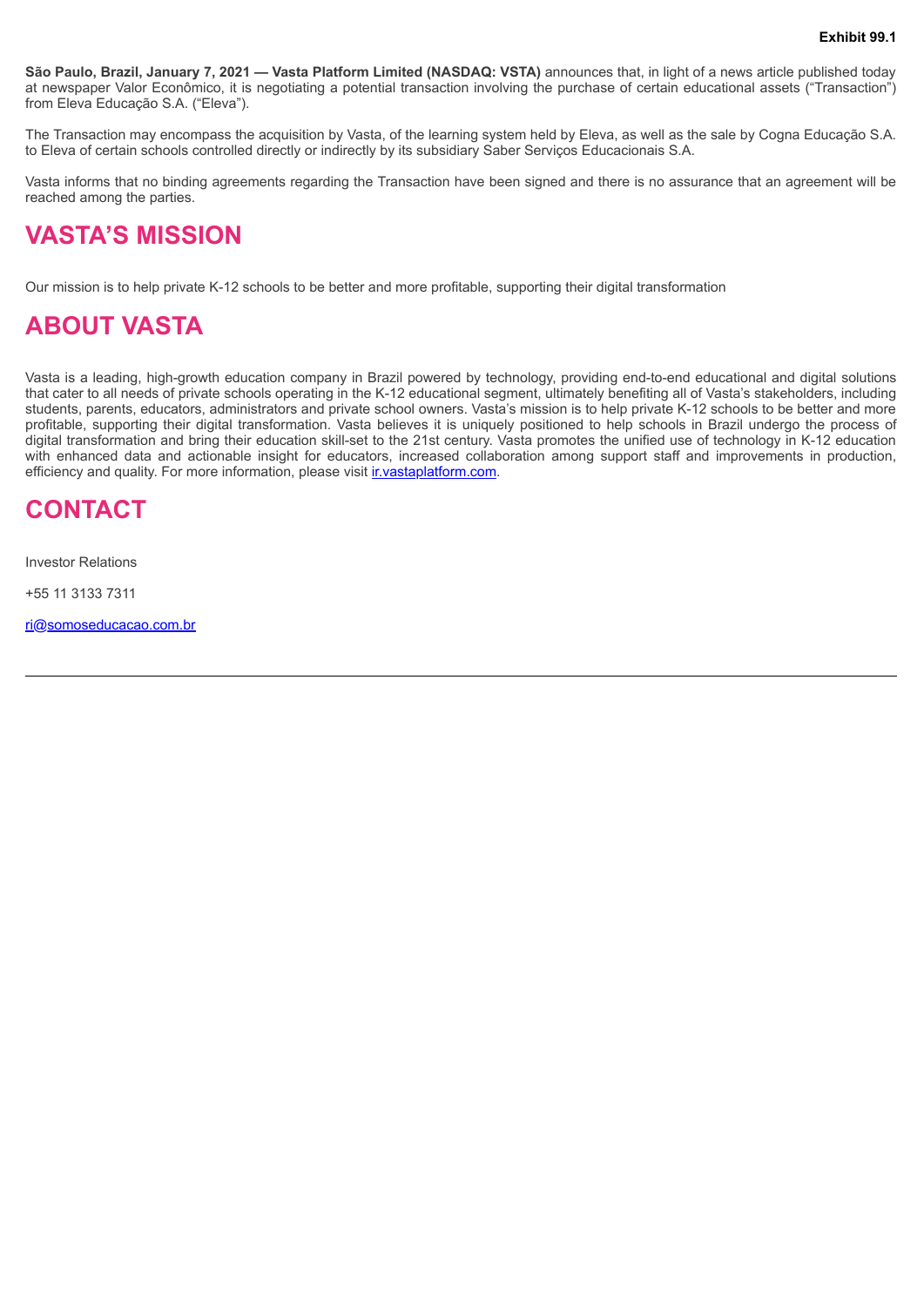**Exhibit 99.1**

**São Paulo, Brazil, January 7, 2021 — Vasta Platform Limited (NASDAQ: VSTA)** announces that, in light of a news article published today at newspaper Valor Econômico, it is negotiating a potential transaction involving the purchase of certain educational assets ("Transaction") from Eleva Educação S.A. ("Eleva").

The Transaction may encompass the acquisition by Vasta, of the learning system held by Eleva, as well as the sale by Cogna Educação S.A. to Eleva of certain schools controlled directly or indirectly by its subsidiary Saber Serviços Educacionais S.A.

Vasta informs that no binding agreements regarding the Transaction have been signed and there is no assurance that an agreement will be reached among the parties.

# VASTA'S MISSION

Our mission is to help private K-12 schools to be better and more profitable, supporting their digital transformation

# ABOUT VASTA

Vasta is a leading, high-growth education company in Brazil powered by technology, providing end-to-end educational and digital solutions that cater to all needs of private schools operating in the K-12 educational segment, ultimately benefiting all of Vasta's stakeholders, including students, parents, educators, administrators and private school owners. Vasta's mission is to help private K-12 schools to be better and more profitable, supporting their digital transformation. Vasta believes it is uniquely positioned to help schools in Brazil undergo the process of digital transformation and bring their education skill-set to the 21st century. Vasta promotes the unified use of technology in K-12 education with enhanced data and actionable insight for educators, increased collaboration among support staff and improvements in production, efficiency and quality. For more information, please visit ir.vastaplatform.com.

# CONTACT

Investor Relations

+55 11 3133 7311

ri@somoseducacao.com.br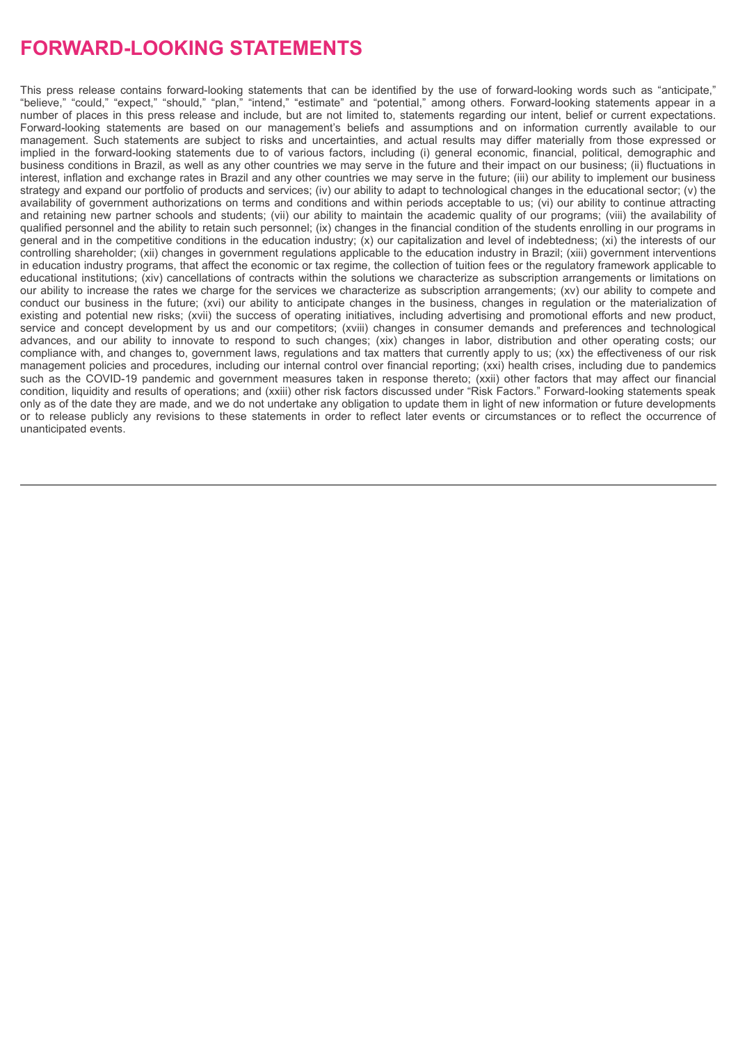# FORWARD-LOOKING STATEMENTS

This press release contains forward-looking statements that can be identified by the use of forward-looking words such as "anticipate," "believe," "could," "expect," "should," "plan," "intend," "estimate" and "potential," among others. Forward-looking statements appear in a number of places in this press release and include, but are not limited to, statements regarding our intent, belief or current expectations. Forward-looking statements are based on our management's beliefs and assumptions and on information currently available to our management. Such statements are subject to risks and uncertainties, and actual results may differ materially from those expressed or implied in the forward-looking statements due to of various factors, including (i) general economic, financial, political, demographic and business conditions in Brazil, as well as any other countries we may serve in the future and their impact on our business; (ii) fluctuations in interest, inflation and exchange rates in Brazil and any other countries we may serve in the future; (iii) our ability to implement our business strategy and expand our portfolio of products and services; (iv) our ability to adapt to technological changes in the educational sector; (v) the availability of government authorizations on terms and conditions and within periods acceptable to us; (vi) our ability to continue attracting and retaining new partner schools and students; (vii) our ability to maintain the academic quality of our programs; (viii) the availability of qualified personnel and the ability to retain such personnel; (ix) changes in the financial condition of the students enrolling in our programs in general and in the competitive conditions in the education industry; (x) our capitalization and level of indebtedness; (xi) the interests of our controlling shareholder; (xii) changes in government regulations applicable to the education industry in Brazil; (xiii) government interventions in education industry programs, that affect the economic or tax regime, the collection of tuition fees or the regulatory framework applicable to educational institutions; (xiv) cancellations of contracts within the solutions we characterize as subscription arrangements or limitations on our ability to increase the rates we charge for the services we characterize as subscription arrangements; (xv) our ability to compete and conduct our business in the future; (xvi) our ability to anticipate changes in the business, changes in regulation or the materialization of existing and potential new risks; (xvii) the success of operating initiatives, including advertising and promotional efforts and new product, service and concept development by us and our competitors; (xviii) changes in consumer demands and preferences and technological advances, and our ability to innovate to respond to such changes; (xix) changes in labor, distribution and other operating costs; our compliance with, and changes to, government laws, regulations and tax matters that currently apply to us; (xx) the effectiveness of our risk management policies and procedures, including our internal control over financial reporting; (xxi) health crises, including due to pandemics such as the COVID-19 pandemic and government measures taken in response thereto; (xxii) other factors that may affect our financial condition, liquidity and results of operations; and (xxiii) other risk factors discussed under "Risk Factors." Forward-looking statements speak only as of the date they are made, and we do not undertake any obligation to update them in light of new information or future developments or to release publicly any revisions to these statements in order to reflect later events or circumstances or to reflect the occurrence of unanticipated events.